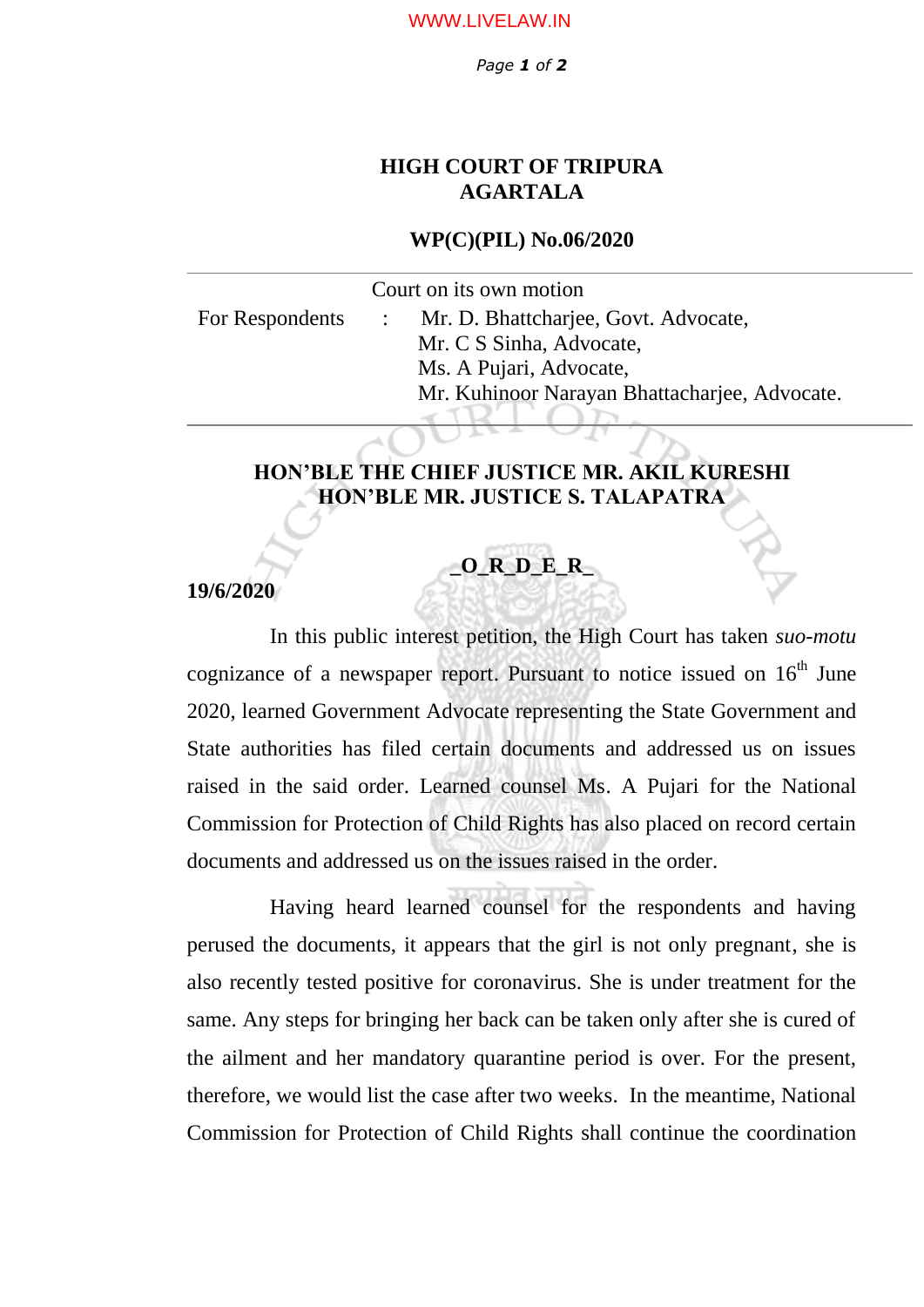# HIGH COURT OF TRIPURA
# AGARTALA

## WP(C)(PIL) No.06/2020

Court on its own motion

For Respondents : Mr. D. Bhattcharjee, Govt. Advocate,
Mr. C S Sinha, Advocate,
Ms. A Pujari, Advocate,
Mr. Kuhinoor Narayan Bhattacharjee, Advocate.

**HON'BLE THE CHIEF JUSTICE MR. AKIL KURESHI**
**HON'BLE MR. JUSTICE S. TALAPATRA**

**_O_R_D_E_R_**

**19/6/2020**

In this public interest petition, the High Court has taken *suo-motu* cognizance of a newspaper report. Pursuant to notice issued on 16th June 2020, learned Government Advocate representing the State Government and State authorities has filed certain documents and addressed us on issues raised in the said order. Learned counsel Ms. A Pujari for the National Commission for Protection of Child Rights has also placed on record certain documents and addressed us on the issues raised in the order.

Having heard learned counsel for the respondents and having perused the documents, it appears that the girl is not only pregnant, she is also recently tested positive for coronavirus. She is under treatment for the same. Any steps for bringing her back can be taken only after she is cured of the ailment and her mandatory quarantine period is over. For the present, therefore, we would list the case after two weeks. In the meantime, National Commission for Protection of Child Rights shall continue the coordination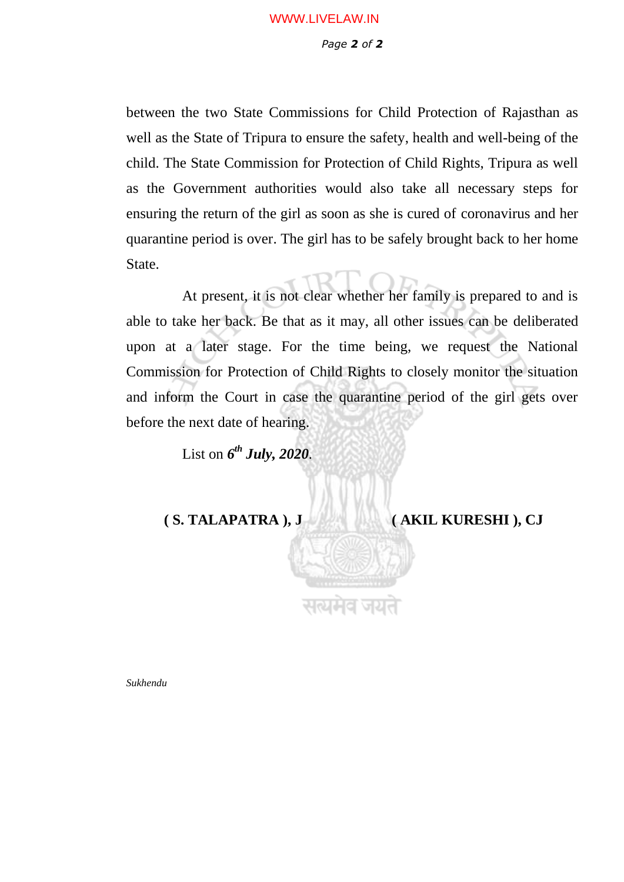between the two State Commissions for Child Protection of Rajasthan as well as the State of Tripura to ensure the safety, health and well-being of the child. The State Commission for Protection of Child Rights, Tripura as well as the Government authorities would also take all necessary steps for ensuring the return of the girl as soon as she is cured of coronavirus and her quarantine period is over. The girl has to be safely brought back to her home State.

At present, it is not clear whether her family is prepared to and is able to take her back. Be that as it may, all other issues can be deliberated upon at a later stage. For the time being, we request the National Commission for Protection of Child Rights to closely monitor the situation and inform the Court in case the quarantine period of the girl gets over before the next date of hearing.

List on ***6th July, 2020***.

**( S. TALAPATRA ), J** **( AKIL KURESHI ), CJ**

*Sukhendu*